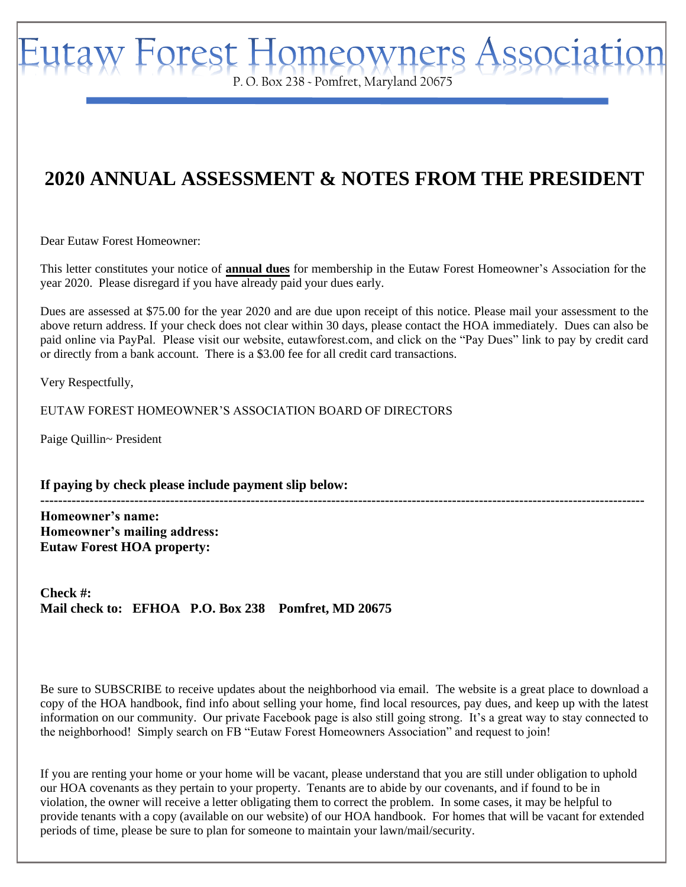# Eutaw Forest Homeowners Association

P. O. Box 238 ~ Pomfret, Maryland 20675

## 2020 ANNUAL ASSESSMENT & NOTES FROM THE PRESIDENT

Dear Eutaw Forest Homeowner:

This letter constitutes your notice of **annual dues** for membership in the Eutaw Forest Homeowner's Association for the year 2020. Please disregard if you have already paid your dues early.

Dues are assessed at $75.00 for the year 2020 and are due upon receipt of this notice. Please mail your assessment to the above return address. If your check does not clear within 30 days, please contact the HOA immediately. Dues can also be paid online via PayPal. Please visit our website, eutawforest.com, and click on the "Pay Dues" link to pay by credit card or directly from a bank account. There is a $3.00 fee for all credit card transactions.

Very Respectfully,

EUTAW FOREST HOMEOWNER'S ASSOCIATION BOARD OF DIRECTORS

Paige Quillin~ President

**If paying by check please include payment slip below:**

---

**Homeowner's name:**
**Homeowner's mailing address:**
**Eutaw Forest HOA property:**

**Check #:**
**Mail check to: EFHOA P.O. Box 238 Pomfret, MD 20675**

Be sure to SUBSCRIBE to receive updates about the neighborhood via email. The website is a great place to download a copy of the HOA handbook, find info about selling your home, find local resources, pay dues, and keep up with the latest information on our community. Our private Facebook page is also still going strong. It's a great way to stay connected to the neighborhood! Simply search on FB "Eutaw Forest Homeowners Association" and request to join!

If you are renting your home or your home will be vacant, please understand that you are still under obligation to uphold our HOA covenants as they pertain to your property. Tenants are to abide by our covenants, and if found to be in violation, the owner will receive a letter obligating them to correct the problem. In some cases, it may be helpful to provide tenants with a copy (available on our website) of our HOA handbook. For homes that will be vacant for extended periods of time, please be sure to plan for someone to maintain your lawn/mail/security.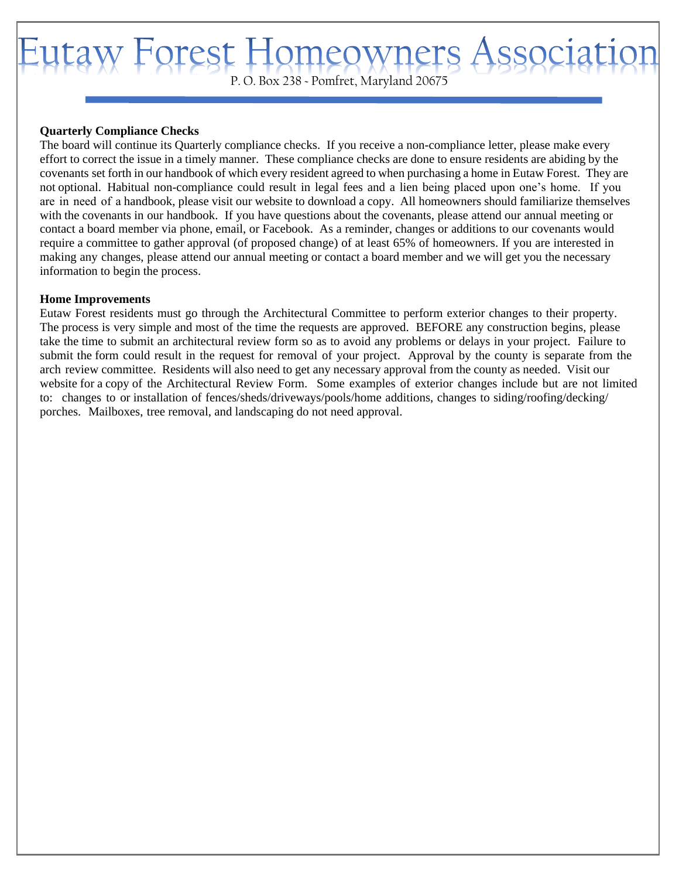# Eutaw Forest Homeowners Association

P. O. Box 238 ~ Pomfret, Maryland 20675

**Quarterly Compliance Checks**

The board will continue its Quarterly compliance checks. If you receive a non-compliance letter, please make every effort to correct the issue in a timely manner. These compliance checks are done to ensure residents are abiding by the covenants set forth in our handbook of which every resident agreed to when purchasing a home in Eutaw Forest. They are not optional. Habitual non-compliance could result in legal fees and a lien being placed upon one's home. If you are in need of a handbook, please visit our website to download a copy. All homeowners should familiarize themselves with the covenants in our handbook. If you have questions about the covenants, please attend our annual meeting or contact a board member via phone, email, or Facebook. As a reminder, changes or additions to our covenants would require a committee to gather approval (of proposed change) of at least 65% of homeowners. If you are interested in making any changes, please attend our annual meeting or contact a board member and we will get you the necessary information to begin the process.

**Home Improvements**

Eutaw Forest residents must go through the Architectural Committee to perform exterior changes to their property. The process is very simple and most of the time the requests are approved. BEFORE any construction begins, please take the time to submit an architectural review form so as to avoid any problems or delays in your project. Failure to submit the form could result in the request for removal of your project. Approval by the county is separate from the arch review committee. Residents will also need to get any necessary approval from the county as needed. Visit our website for a copy of the Architectural Review Form. Some examples of exterior changes include but are not limited to: changes to or installation of fences/sheds/driveways/pools/home additions, changes to siding/roofing/decking/porches. Mailboxes, tree removal, and landscaping do not need approval.